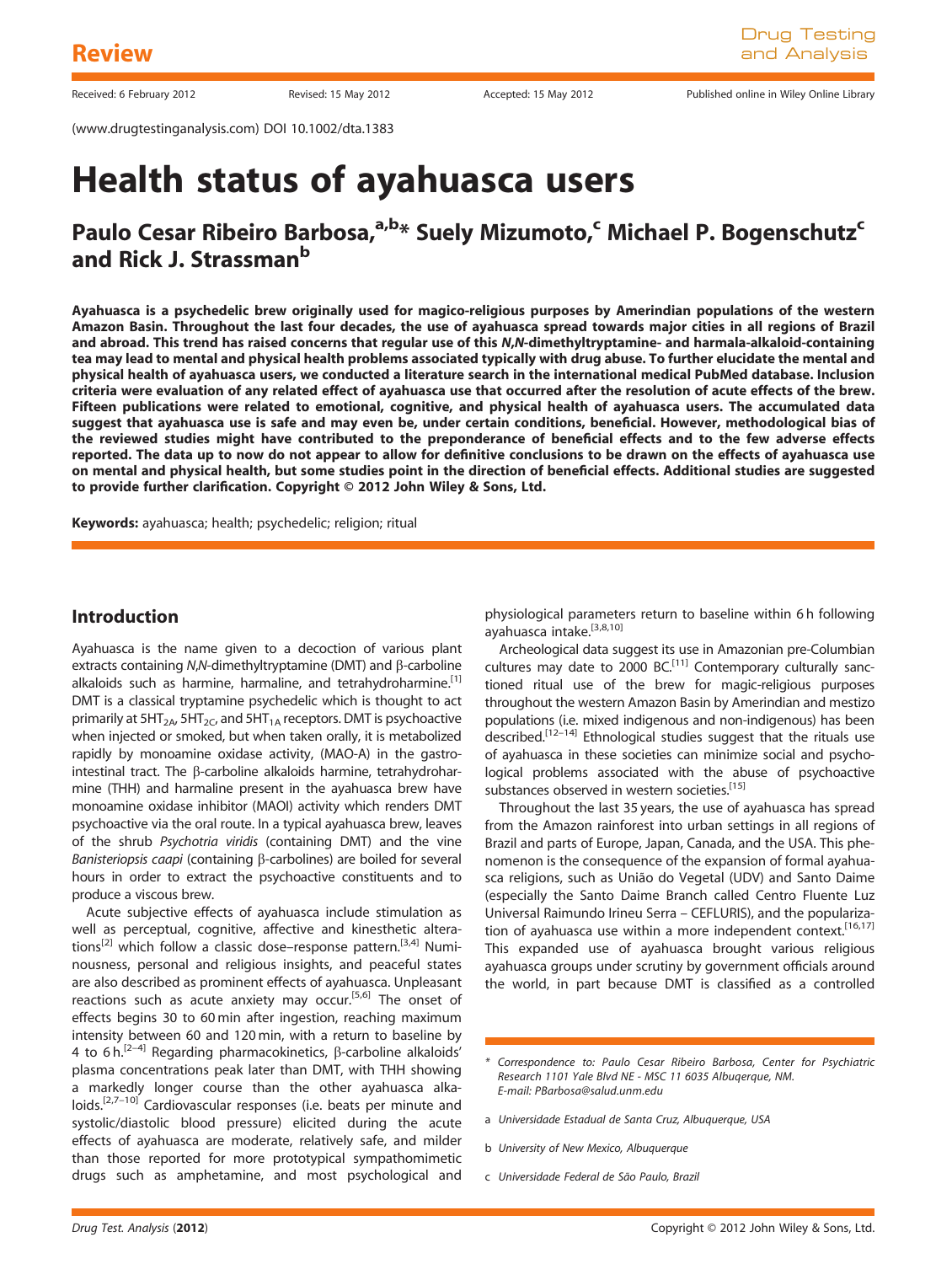Review

Received: 6 February 2012 Revised: 15 May 2012 Accepted: 15 May 2012 Published online in Wiley Online Library

(www.drugtestinganalysis.com) DOI 10.1002/dta.1383

# Health status of ayahuasca users

## Paulo Cesar Ribeiro Barbosa,[a,b]* Suely Mizumoto,[c] Michael P. Bogenschutz[c] and Rick J. Strassman[b]

**Ayahuasca is a psychedelic brew originally used for magico-religious purposes by Amerindian populations of the western Amazon Basin. Throughout the last four decades, the use of ayahuasca spread towards major cities in all regions of Brazil and abroad. This trend has raised concerns that regular use of this *N,N*-dimethyltryptamine- and harmala-alkaloid-containing tea may lead to mental and physical health problems associated typically with drug abuse. To further elucidate the mental and physical health of ayahuasca users, we conducted a literature search in the international medical PubMed database. Inclusion criteria were evaluation of any related effect of ayahuasca use that occurred after the resolution of acute effects of the brew. Fifteen publications were related to emotional, cognitive, and physical health of ayahuasca users. The accumulated data suggest that ayahuasca use is safe and may even be, under certain conditions, beneficial. However, methodological bias of the reviewed studies might have contributed to the preponderance of beneficial effects and to the few adverse effects reported. The data up to now do not appear to allow for definitive conclusions to be drawn on the effects of ayahuasca use on mental and physical health, but some studies point in the direction of beneficial effects. Additional studies are suggested to provide further clarification. Copyright © 2012 John Wiley & Sons, Ltd.**

**Keywords:** ayahuasca; health; psychedelic; religion; ritual

## Introduction

Ayahuasca is the name given to a decoction of various plant extracts containing *N,N*-dimethyltryptamine (DMT) and β-carboline alkaloids such as harmine, harmaline, and tetrahydroharmine.[1] DMT is a classical tryptamine psychedelic which is thought to act primarily at $5HT_{2A}$, $5HT_{2C}$, and $5HT_{1A}$ receptors. DMT is psychoactive when injected or smoked, but when taken orally, it is metabolized rapidly by monoamine oxidase activity, (MAO-A) in the gastrointestinal tract. The β-carboline alkaloids harmine, tetrahydroharmine (THH) and harmaline present in the ayahuasca brew have monoamine oxidase inhibitor (MAOI) activity which renders DMT psychoactive via the oral route. In a typical ayahuasca brew, leaves of the shrub *Psychotria viridis* (containing DMT) and the vine *Banisteriopsis caapi* (containing β-carbolines) are boiled for several hours in order to extract the psychoactive constituents and to produce a viscous brew.

Acute subjective effects of ayahuasca include stimulation as well as perceptual, cognitive, affective and kinesthetic alterations[2] which follow a classic dose–response pattern.[3,4] Numinousness, personal and religious insights, and peaceful states are also described as prominent effects of ayahuasca. Unpleasant reactions such as acute anxiety may occur.[5,6] The onset of effects begins 30 to 60 min after ingestion, reaching maximum intensity between 60 and 120 min, with a return to baseline by 4 to 6 h.[2–4] Regarding pharmacokinetics, β-carboline alkaloids' plasma concentrations peak later than DMT, with THH showing a markedly longer course than the other ayahuasca alkaloids.[2,7–10] Cardiovascular responses (i.e. beats per minute and systolic/diastolic blood pressure) elicited during the acute effects of ayahuasca are moderate, relatively safe, and milder than those reported for more prototypical sympathomimetic drugs such as amphetamine, and most psychological and physiological parameters return to baseline within 6 h following ayahuasca intake.[3,8,10]

Archeological data suggest its use in Amazonian pre-Columbian cultures may date to 2000 BC.[11] Contemporary culturally sanctioned ritual use of the brew for magic-religious purposes throughout the western Amazon Basin by Amerindian and mestizo populations (i.e. mixed indigenous and non-indigenous) has been described.[12–14] Ethnological studies suggest that the rituals use of ayahuasca in these societies can minimize social and psychological problems associated with the abuse of psychoactive substances observed in western societies.[15]

Throughout the last 35 years, the use of ayahuasca has spread from the Amazon rainforest into urban settings in all regions of Brazil and parts of Europe, Japan, Canada, and the USA. This phenomenon is the consequence of the expansion of formal ayahuasca religions, such as União do Vegetal (UDV) and Santo Daime (especially the Santo Daime Branch called Centro Fluente Luz Universal Raimundo Irineu Serra – CEFLURIS), and the popularization of ayahuasca use within a more independent context.[16,17] This expanded use of ayahuasca brought various religious ayahuasca groups under scrutiny by government officials around the world, in part because DMT is classified as a controlled

\* *Correspondence to: Paulo Cesar Ribeiro Barbosa, Center for Psychiatric Research 1101 Yale Blvd NE - MSC 11 6035 Albuqerque, NM. E-mail: PBarbosa@salud.unm.edu*

a *Universidade Estadual de Santa Cruz, Albuquerque, USA*

b *University of New Mexico, Albuquerque*

c *Universidade Federal de São Paulo, Brazil*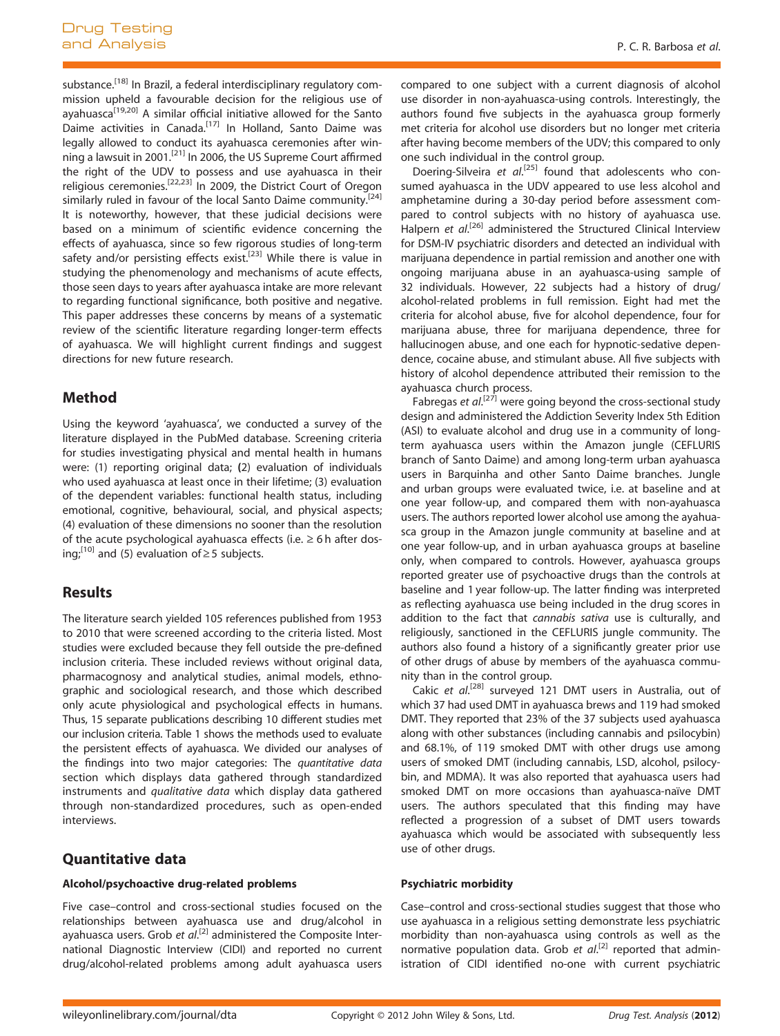substance.[18] In Brazil, a federal interdisciplinary regulatory commission upheld a favourable decision for the religious use of ayahuasca[19,20] A similar official initiative allowed for the Santo Daime activities in Canada.[17] In Holland, Santo Daime was legally allowed to conduct its ayahuasca ceremonies after winning a lawsuit in 2001.[21] In 2006, the US Supreme Court affirmed the right of the UDV to possess and use ayahuasca in their religious ceremonies.[22,23] In 2009, the District Court of Oregon similarly ruled in favour of the local Santo Daime community.[24] It is noteworthy, however, that these judicial decisions were based on a minimum of scientific evidence concerning the effects of ayahuasca, since so few rigorous studies of long-term safety and/or persisting effects exist.[23] While there is value in studying the phenomenology and mechanisms of acute effects, those seen days to years after ayahuasca intake are more relevant to regarding functional significance, both positive and negative. This paper addresses these concerns by means of a systematic review of the scientific literature regarding longer-term effects of ayahuasca. We will highlight current findings and suggest directions for new future research.

## Method

Using the keyword 'ayahuasca', we conducted a survey of the literature displayed in the PubMed database. Screening criteria for studies investigating physical and mental health in humans were: (1) reporting original data; (2) evaluation of individuals who used ayahuasca at least once in their lifetime; (3) evaluation of the dependent variables: functional health status, including emotional, cognitive, behavioural, social, and physical aspects; (4) evaluation of these dimensions no sooner than the resolution of the acute psychological ayahuasca effects (i.e. ≥ 6 h after dosing;[10] and (5) evaluation of ≥ 5 subjects.

## Results

The literature search yielded 105 references published from 1953 to 2010 that were screened according to the criteria listed. Most studies were excluded because they fell outside the pre-defined inclusion criteria. These included reviews without original data, pharmacognosy and analytical studies, animal models, ethnographic and sociological research, and those which described only acute physiological and psychological effects in humans. Thus, 15 separate publications describing 10 different studies met our inclusion criteria. Table 1 shows the methods used to evaluate the persistent effects of ayahuasca. We divided our analyses of the findings into two major categories: The *quantitative data* section which displays data gathered through standardized instruments and *qualitative data* which display data gathered through non-standardized procedures, such as open-ended interviews.

## Quantitative data

### Alcohol/psychoactive drug-related problems

Five case–control and cross-sectional studies focused on the relationships between ayahuasca use and drug/alcohol in ayahuasca users. Grob *et al*.[2] administered the Composite International Diagnostic Interview (CIDI) and reported no current drug/alcohol-related problems among adult ayahuasca users compared to one subject with a current diagnosis of alcohol use disorder in non-ayahuasca-using controls. Interestingly, the authors found five subjects in the ayahuasca group formerly met criteria for alcohol use disorders but no longer met criteria after having become members of the UDV; this compared to only one such individual in the control group.

Doering-Silveira *et al*.[25] found that adolescents who consumed ayahuasca in the UDV appeared to use less alcohol and amphetamine during a 30-day period before assessment compared to control subjects with no history of ayahuasca use. Halpern *et al*.[26] administered the Structured Clinical Interview for DSM-IV psychiatric disorders and detected an individual with marijuana dependence in partial remission and another one with ongoing marijuana abuse in an ayahuasca-using sample of 32 individuals. However, 22 subjects had a history of drug/alcohol-related problems in full remission. Eight had met the criteria for alcohol abuse, five for alcohol dependence, four for marijuana abuse, three for marijuana dependence, three for hallucinogen abuse, and one each for hypnotic-sedative dependence, cocaine abuse, and stimulant abuse. All five subjects with history of alcohol dependence attributed their remission to the ayahuasca church process.

Fabregas *et al*.[27] were going beyond the cross-sectional study design and administered the Addiction Severity Index 5th Edition (ASI) to evaluate alcohol and drug use in a community of long-term ayahuasca users within the Amazon jungle (CEFLURIS branch of Santo Daime) and among long-term urban ayahuasca users in Barquinha and other Santo Daime branches. Jungle and urban groups were evaluated twice, i.e. at baseline and at one year follow-up, and compared them with non-ayahuasca users. The authors reported lower alcohol use among the ayahuasca group in the Amazon jungle community at baseline and at one year follow-up, and in urban ayahuasca groups at baseline only, when compared to controls. However, ayahuasca groups reported greater use of psychoactive drugs than the controls at baseline and 1 year follow-up. The latter finding was interpreted as reflecting ayahuasca use being included in the drug scores in addition to the fact that *cannabis sativa* use is culturally, and religiously, sanctioned in the CEFLURIS jungle community. The authors also found a history of a significantly greater prior use of other drugs of abuse by members of the ayahuasca community than in the control group.

Cakic *et al*.[28] surveyed 121 DMT users in Australia, out of which 37 had used DMT in ayahuasca brews and 119 had smoked DMT. They reported that 23% of the 37 subjects used ayahuasca along with other substances (including cannabis and psilocybin) and 68.1%, of 119 smoked DMT with other drugs use among users of smoked DMT (including cannabis, LSD, alcohol, psilocybin, and MDMA). It was also reported that ayahuasca users had smoked DMT on more occasions than ayahuasca-naïve DMT users. The authors speculated that this finding may have reflected a progression of a subset of DMT users towards ayahuasca which would be associated with subsequently less use of other drugs.

### Psychiatric morbidity

Case–control and cross-sectional studies suggest that those who use ayahuasca in a religious setting demonstrate less psychiatric morbidity than non-ayahuasca using controls as well as the normative population data. Grob *et al*.[2] reported that administration of CIDI identified no-one with current psychiatric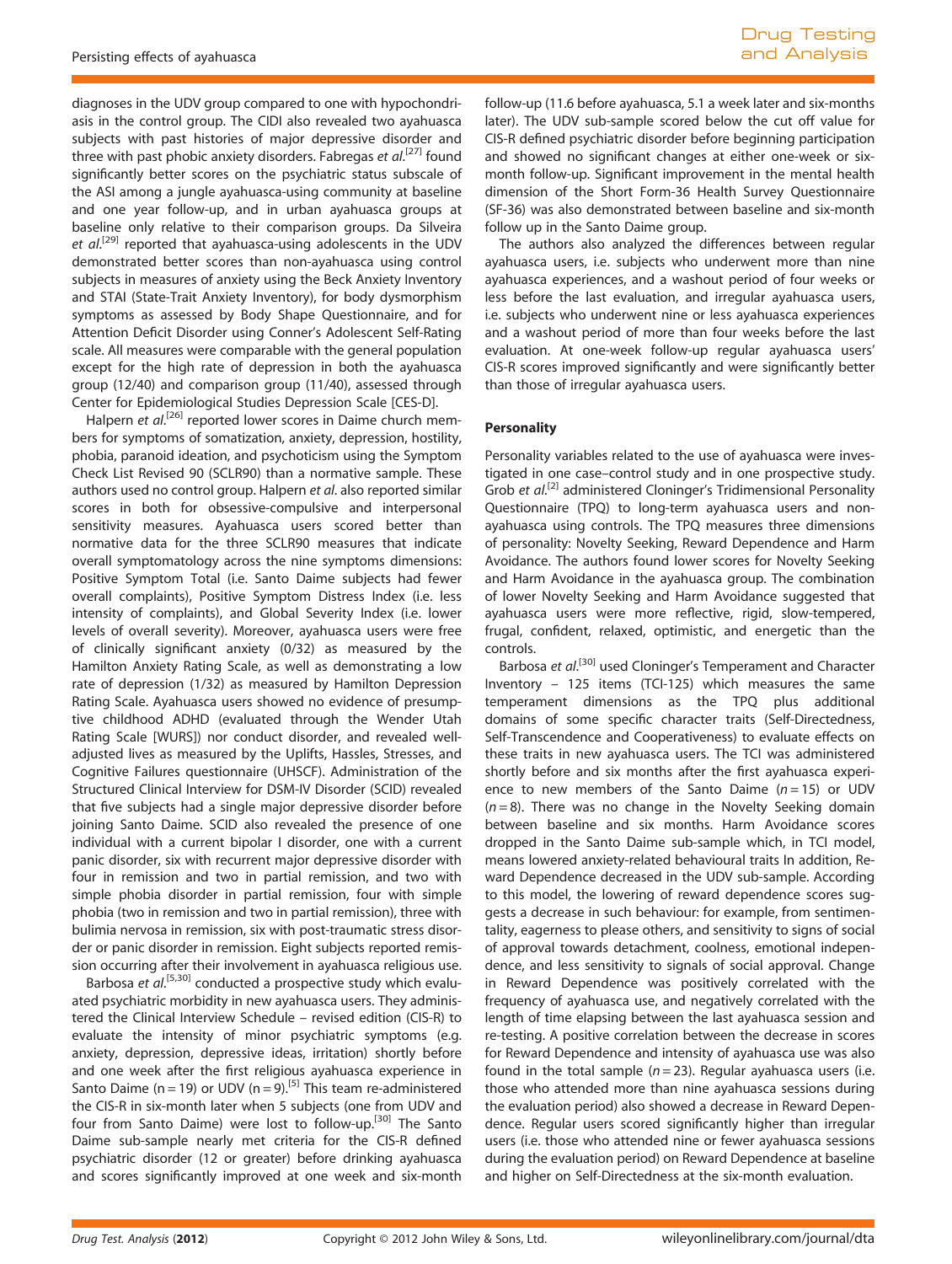diagnoses in the UDV group compared to one with hypochondriasis in the control group. The CIDI also revealed two ayahuasca subjects with past histories of major depressive disorder and three with past phobic anxiety disorders. Fabregas *et al.*[27] found significantly better scores on the psychiatric status subscale of the ASI among a jungle ayahuasca-using community at baseline and one year follow-up, and in urban ayahuasca groups at baseline only relative to their comparison groups. Da Silveira *et al.*[29] reported that ayahuasca-using adolescents in the UDV demonstrated better scores than non-ayahuasca using control subjects in measures of anxiety using the Beck Anxiety Inventory and STAI (State-Trait Anxiety Inventory), for body dysmorphism symptoms as assessed by Body Shape Questionnaire, and for Attention Deficit Disorder using Conner's Adolescent Self-Rating scale. All measures were comparable with the general population except for the high rate of depression in both the ayahuasca group (12/40) and comparison group (11/40), assessed through Center for Epidemiological Studies Depression Scale [CES-D].

Halpern *et al.*[26] reported lower scores in Daime church members for symptoms of somatization, anxiety, depression, hostility, phobia, paranoid ideation, and psychoticism using the Symptom Check List Revised 90 (SCLR90) than a normative sample. These authors used no control group. Halpern *et al.* also reported similar scores in both for obsessive-compulsive and interpersonal sensitivity measures. Ayahuasca users scored better than normative data for the three SCLR90 measures that indicate overall symptomatology across the nine symptoms dimensions: Positive Symptom Total (i.e. Santo Daime subjects had fewer overall complaints), Positive Symptom Distress Index (i.e. less intensity of complaints), and Global Severity Index (i.e. lower levels of overall severity). Moreover, ayahuasca users were free of clinically significant anxiety (0/32) as measured by the Hamilton Anxiety Rating Scale, as well as demonstrating a low rate of depression (1/32) as measured by Hamilton Depression Rating Scale. Ayahuasca users showed no evidence of presumptive childhood ADHD (evaluated through the Wender Utah Rating Scale [WURS]) nor conduct disorder, and revealed well-adjusted lives as measured by the Uplifts, Hassles, Stresses, and Cognitive Failures questionnaire (UHSCF). Administration of the Structured Clinical Interview for DSM-IV Disorder (SCID) revealed that five subjects had a single major depressive disorder before joining Santo Daime. SCID also revealed the presence of one individual with a current bipolar I disorder, one with a current panic disorder, six with recurrent major depressive disorder with four in remission and two in partial remission, and two with simple phobia disorder in partial remission, four with simple phobia (two in remission and two in partial remission), three with bulimia nervosa in remission, six with post-traumatic stress disorder or panic disorder in remission. Eight subjects reported remission occurring after their involvement in ayahuasca religious use.

Barbosa *et al.*[5,30] conducted a prospective study which evaluated psychiatric morbidity in new ayahuasca users. They administered the Clinical Interview Schedule – revised edition (CIS-R) to evaluate the intensity of minor psychiatric symptoms (e.g. anxiety, depression, depressive ideas, irritation) shortly before and one week after the first religious ayahuasca experience in Santo Daime (n = 19) or UDV (n = 9).[5] This team re-administered the CIS-R in six-month later when 5 subjects (one from UDV and four from Santo Daime) were lost to follow-up.[30] The Santo Daime sub-sample nearly met criteria for the CIS-R defined psychiatric disorder (12 or greater) before drinking ayahuasca and scores significantly improved at one week and six-month follow-up (11.6 before ayahuasca, 5.1 a week later and six-months later). The UDV sub-sample scored below the cut off value for CIS-R defined psychiatric disorder before beginning participation and showed no significant changes at either one-week or six-month follow-up. Significant improvement in the mental health dimension of the Short Form-36 Health Survey Questionnaire (SF-36) was also demonstrated between baseline and six-month follow up in the Santo Daime group.

The authors also analyzed the differences between regular ayahuasca users, i.e. subjects who underwent more than nine ayahuasca experiences, and a washout period of four weeks or less before the last evaluation, and irregular ayahuasca users, i.e. subjects who underwent nine or less ayahuasca experiences and a washout period of more than four weeks before the last evaluation. At one-week follow-up regular ayahuasca users' CIS-R scores improved significantly and were significantly better than those of irregular ayahuasca users.

## Personality

Personality variables related to the use of ayahuasca were investigated in one case–control study and in one prospective study. Grob *et al.*[2] administered Cloninger's Tridimensional Personality Questionnaire (TPQ) to long-term ayahuasca users and non-ayahuasca using controls. The TPQ measures three dimensions of personality: Novelty Seeking, Reward Dependence and Harm Avoidance. The authors found lower scores for Novelty Seeking and Harm Avoidance in the ayahuasca group. The combination of lower Novelty Seeking and Harm Avoidance suggested that ayahuasca users were more reflective, rigid, slow-tempered, frugal, confident, relaxed, optimistic, and energetic than the controls.

Barbosa *et al.*[30] used Cloninger's Temperament and Character Inventory – 125 items (TCI-125) which measures the same temperament dimensions as the TPQ plus additional domains of some specific character traits (Self-Directedness, Self-Transcendence and Cooperativeness) to evaluate effects on these traits in new ayahuasca users. The TCI was administered shortly before and six months after the first ayahuasca experience to new members of the Santo Daime ($n = 15$) or UDV ($n = 8$). There was no change in the Novelty Seeking domain between baseline and six months. Harm Avoidance scores dropped in the Santo Daime sub-sample which, in TCI model, means lowered anxiety-related behavioural traits In addition, Reward Dependence decreased in the UDV sub-sample. According to this model, the lowering of reward dependence scores suggests a decrease in such behaviour: for example, from sentimentality, eagerness to please others, and sensitivity to signs of social of approval towards detachment, coolness, emotional independence, and less sensitivity to signals of social approval. Change in Reward Dependence was positively correlated with the frequency of ayahuasca use, and negatively correlated with the length of time elapsing between the last ayahuasca session and re-testing. A positive correlation between the decrease in scores for Reward Dependence and intensity of ayahuasca use was also found in the total sample ($n = 23$). Regular ayahuasca users (i.e. those who attended more than nine ayahuasca sessions during the evaluation period) also showed a decrease in Reward Dependence. Regular users scored significantly higher than irregular users (i.e. those who attended nine or fewer ayahuasca sessions during the evaluation period) on Reward Dependence at baseline and higher on Self-Directedness at the six-month evaluation.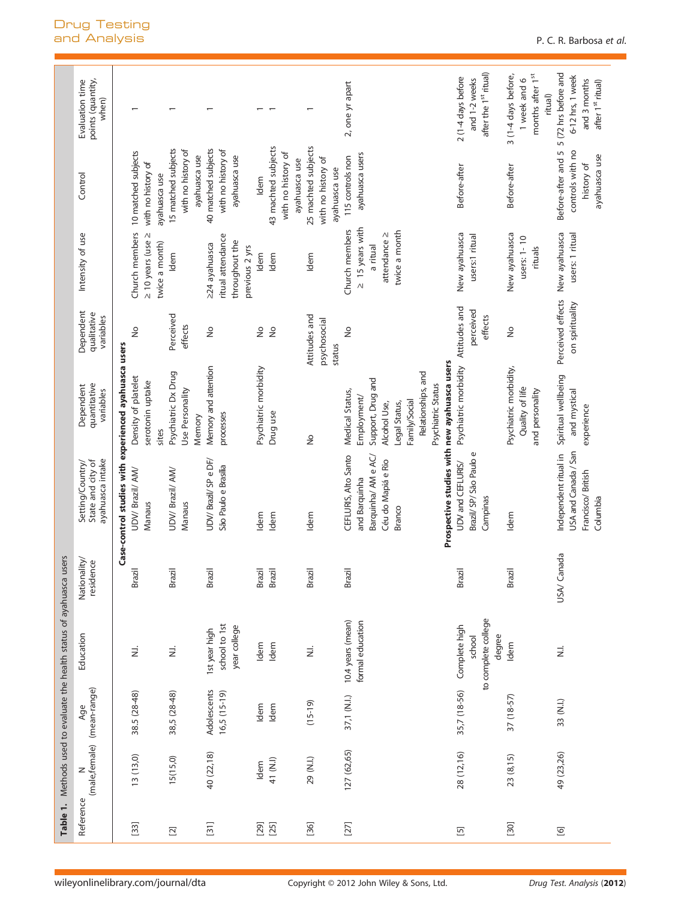**Table 1.** Methods used to evaluate the health status of ayahuasca users

| Reference | N (male,female) | Age (mean-range) | Education | Nationality/ residence | Setting/Country/ State and city of ayahuasca intake | Dependent quantitative variables | Dependent qualitative variables | Intensity of use | Control | Evaluation time points (quantity, when) |
|---|---|---|---|---|---|---|---|---|---|---|
| **Case-control studies with experienced ayahuasca users** | | | | | | | | | | |
| [33] | 13 (13,0) | 38,5 (28-48) | N.I. | Brazil | UDV/ Brazil/ AM/ Manaus | Density of platelet serotonin uptake sites | No | Church members ≥ 10 years (use ≥ twice a month) | 10 matched subjects with no history of ayahuasca use | 1 |
| [2] | 15(15,0) | 38,5 (28-48) | N.I. | Brazil | UDV/ Brazil/ AM/ Manaus | Psychiatric Dx Drug Use Personality Memory | Perceived effects | Idem | 15 matched subjects with no history of ayahuasca use | 1 |
| [31] | 40 (22,18) | Adolescents 16,5 (15-19) | 1st year high school to 1st year college | Brazil | UDV/ Brazil/ SP e DF/ São Paulo e Brasília | Memory and attention processes | No | ≥24 ayahuasca ritual attendance throughout the previous 2 yrs | 40 matched subjects with no history of ayahuasca use | 1 |
| [29] | Idem | Idem | Idem | Brazil | Idem | Psychiatric morbidity | No | Idem | Idem | 1 |
| [25] | 41 (N.I) | Idem | Idem | Brazil | Idem | Drug use | No | Idem | 43 machted subjects with no history of ayahuasca use | 1 |
| [36] | 29 (N.I.) | (15-19) | N.I. | Brazil | Idem | No | Attitudes and psychosocial status | Idem | 25 machted subjects with no history of ayahuasca use | 1 |
| [27] | 127 (62,65) | 37,1 (N.I.) | 10.4 years (mean) formal education | Brazil | CEFLURIS, Alto Santo and Barquinha Barquinha/ AM e AC/ Céu do Mapiá e Rio Branco | Medical Status, Employment/ Support, Drug and Alcohol Use, Legal Status, Family/Social Relationships, and Psychiatric Status | No | Church members ≥ 15 years with a ritual attendance ≥ twice a month | 115 controls non ayahuasca users | 2, one yr apart |
| **Prospective studies with new ayahuasca users** | | | | | | | | | | |
| [5] | 28 (12,16) | 35,7 (18-56) | Complete high school to complete college degree | Brazil | UDV and CEFLURIS/ Brazil/ SP/ São Paulo e Campinas | Psychiatric morbidity | Attitudes and perceived effects | New ayahuasca users:1 ritual | Before-after | 2 (1-4 days before and 1-2 weeks after the 1st ritual) |
| [30] | 23 (8,15) | 37 (18-57) | Idem | Brazil | Idem | Psychiatric morbidity, Quality of life and personality | No | New ayahuasca users: 1- 10 rituals | Before-after | 3 (1-4 days before, 1 week and 6 months after 1st ritual) |
| [6] | 49 (23,26) | 33 (N.I.) | N.I. | USA/ Canada | Independent ritual in USA and Canada / San Francisco/ British Columbia | Spiritual wellbeing and mystical experience | Perceived effects on spirituality | New ayahuasca users: 1 ritual | Before-after and 5 controls with no history of ayahuasca use | 5 (72 hrs before and 6-12 hrs, 1 week and 3 months after 1st ritual) |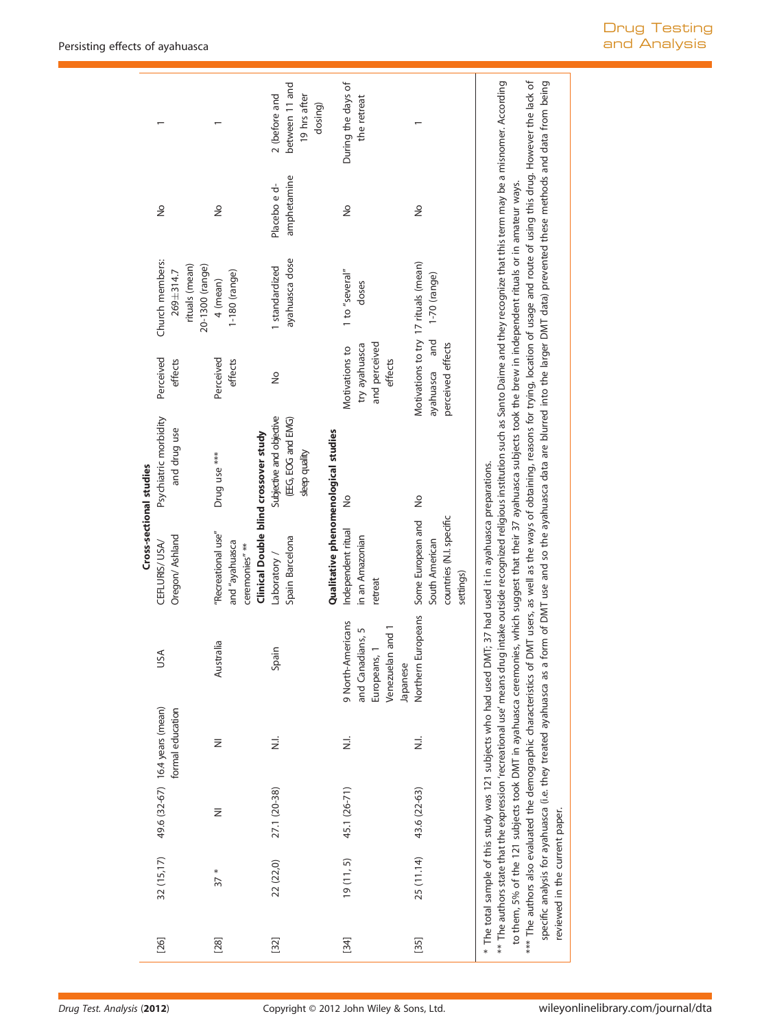| | | | | | | | | | | |
|---|---|---|---|---|---|---|---|---|---|---|
| | | | | | Cross-sectional studies | | | | | |
| [26] | 32 (15,17) | 49.6 (32-67) | 16.4 years (mean) formal education | USA | CEFLURIS/ USA/ Oregon/ Ashland | Psychiatric morbidity and drug use | Perceived effects | Church members: 269±314.7 rituals (mean) 20-1300 (range) | No | 1 |
| [28] | 37 * | NI | NI | Australia | "Recreational use" and "ayahuasca ceremonies" ** | Drug use *** | Perceived effects | 4 (mean) 1-180 (range) | No | 1 |
| | | | | | Clinical Double blind crossover study | | | | | |
| [32] | 22 (22,0) | 27.1 (20-38) | N.I. | Spain | Laboratory / Spain Barcelona | Subjective and objective (EEG, EOG and EMG) sleep quality | No | 1 standardized ayahuasca dose | Placebo e d-amphetamine | 2 (before and between 11 and 19 hrs after dosing) |
| | | | | | Qualitative phenomenological studies | | | | | |
| [34] | 19 (11, 5) | 45.1 (26-71) | N.I. | 9 North-Americans and Canadians, 5 Europeans, 1 Venezuelan and 1 Japanese | Independent ritual in an Amazonian retreat | No | Motivations to try ayahuasca and perceived effects | 1 to "several" doses | No | During the days of the retreat |
| [35] | 25 (11.14) | 43.6 (22-63) | N.I. | Northern Europeans | Some European and South American countries (N.I. specific settings) | No | Motivations to try ayahuasca and perceived effects | 17 rituals (mean) 1-70 (range) | No | 1 |

\* The total sample of this study was 121 subjects who had used DMT; 37 had used it in ayahuasca preparations.
** The authors state that the expression 'recreational use' means drug intake outside recognized religious institution such as Santo Daime and they recognize that this term may be a misnomer. According to them, 5% of the 121 subjects took DMT in ayahuasca ceremonies, which suggest that their 37 ayahuasca subjects took the brew in independent rituals or in amateur ways.
*** The authors also evaluated the demographic characteristics of DMT users, as well as the ways of obtaining, reasons for trying, location of usage and route of using this drug. However the lack of specific analysis for ayahuasca (i.e. they treated ayahuasca as a form of DMT use and so the ayahuasca data are blurred into the larger DMT data) prevented these methods and data from being reviewed in the current paper.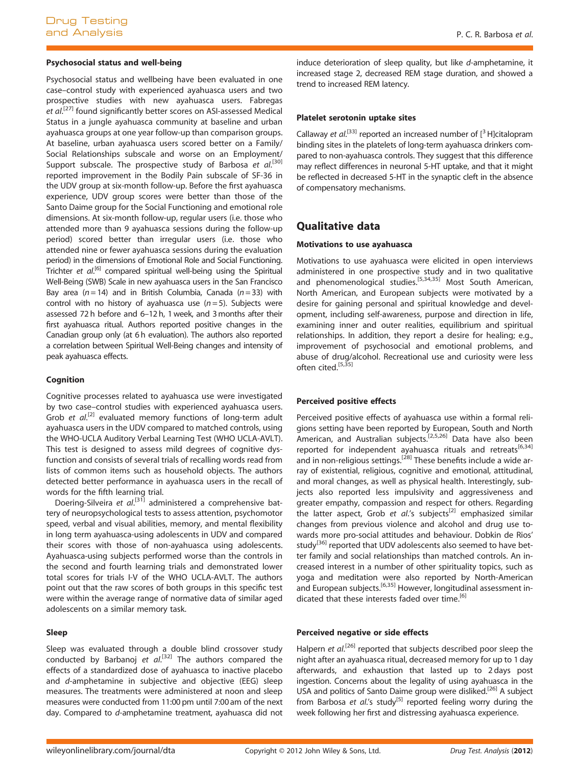### Psychosocial status and well-being

Psychosocial status and wellbeing have been evaluated in one case–control study with experienced ayahuasca users and two prospective studies with new ayahuasca users. Fabregas *et al.*[27] found significantly better scores on ASI-assessed Medical Status in a jungle ayahuasca community at baseline and urban ayahuasca groups at one year follow-up than comparison groups. At baseline, urban ayahuasca users scored better on a Family/ Social Relationships subscale and worse on an Employment/ Support subscale. The prospective study of Barbosa *et al.*[30] reported improvement in the Bodily Pain subscale of SF-36 in the UDV group at six-month follow-up. Before the first ayahuasca experience, UDV group scores were better than those of the Santo Daime group for the Social Functioning and emotional role dimensions. At six-month follow-up, regular users (i.e. those who attended more than 9 ayahuasca sessions during the follow-up period) scored better than irregular users (i.e. those who attended nine or fewer ayahuasca sessions during the evaluation period) in the dimensions of Emotional Role and Social Functioning. Trichter *et al.*[6] compared spiritual well-being using the Spiritual Well-Being (SWB) Scale in new ayahuasca users in the San Francisco Bay area ($n = 14$) and in British Columbia, Canada ($n = 33$) with control with no history of ayahuasca use ($n = 5$). Subjects were assessed 72 h before and 6–12 h, 1 week, and 3 months after their first ayahuasca ritual. Authors reported positive changes in the Canadian group only (at 6 h evaluation). The authors also reported a correlation between Spiritual Well-Being changes and intensity of peak ayahuasca effects.

### Cognition

Cognitive processes related to ayahuasca use were investigated by two case–control studies with experienced ayahuasca users. Grob *et al.*[2] evaluated memory functions of long-term adult ayahuasca users in the UDV compared to matched controls, using the WHO-UCLA Auditory Verbal Learning Test (WHO UCLA-AVLT). This test is designed to assess mild degrees of cognitive dysfunction and consists of several trials of recalling words read from lists of common items such as household objects. The authors detected better performance in ayahuasca users in the recall of words for the fifth learning trial.

Doering-Silveira *et al.*[31] administered a comprehensive battery of neuropsychological tests to assess attention, psychomotor speed, verbal and visual abilities, memory, and mental flexibility in long term ayahuasca-using adolescents in UDV and compared their scores with those of non-ayahuasca using adolescents. Ayahuasca-using subjects performed worse than the controls in the second and fourth learning trials and demonstrated lower total scores for trials I-V of the WHO UCLA-AVLT. The authors point out that the raw scores of both groups in this specific test were within the average range of normative data of similar aged adolescents on a similar memory task.

### Sleep

Sleep was evaluated through a double blind crossover study conducted by Barbanoj *et al.*[32] The authors compared the effects of a standardized dose of ayahuasca to inactive placebo and *d*-amphetamine in subjective and objective (EEG) sleep measures. The treatments were administered at noon and sleep measures were conducted from 11:00 pm until 7:00 am of the next day. Compared to *d*-amphetamine treatment, ayahuasca did not induce deterioration of sleep quality, but like *d*-amphetamine, it increased stage 2, decreased REM stage duration, and showed a trend to increased REM latency.

### Platelet serotonin uptake sites

Callaway *et al.*[33] reported an increased number of [$^{3}$H]citalopram binding sites in the platelets of long-term ayahuasca drinkers compared to non-ayahuasca controls. They suggest that this difference may reflect differences in neuronal 5-HT uptake, and that it might be reflected in decreased 5-HT in the synaptic cleft in the absence of compensatory mechanisms.

## Qualitative data

### Motivations to use ayahuasca

Motivations to use ayahuasca were elicited in open interviews administered in one prospective study and in two qualitative and phenomenological studies.[5,34,35] Most South American, North American, and European subjects were motivated by a desire for gaining personal and spiritual knowledge and development, including self-awareness, purpose and direction in life, examining inner and outer realities, equilibrium and spiritual relationships. In addition, they report a desire for healing; e.g., improvement of psychosocial and emotional problems, and abuse of drug/alcohol. Recreational use and curiosity were less often cited.[5,35]

### Perceived positive effects

Perceived positive effects of ayahuasca use within a formal religions setting have been reported by European, South and North American, and Australian subjects.[2,5,26] Data have also been reported for independent ayahuasca rituals and retreats[6,34] and in non-religious settings.[28] These benefits include a wide array of existential, religious, cognitive and emotional, attitudinal, and moral changes, as well as physical health. Interestingly, subjects also reported less impulsivity and aggressiveness and greater empathy, compassion and respect for others. Regarding the latter aspect, Grob *et al.*'s subjects[2] emphasized similar changes from previous violence and alcohol and drug use towards more pro-social attitudes and behaviour. Dobkin de Rios' study[36] reported that UDV adolescents also seemed to have better family and social relationships than matched controls. An increased interest in a number of other spirituality topics, such as yoga and meditation were also reported by North-American and European subjects.[6,35] However, longitudinal assessment indicated that these interests faded over time.[6]

### Perceived negative or side effects

Halpern *et al.*[26] reported that subjects described poor sleep the night after an ayahuasca ritual, decreased memory for up to 1 day afterwards, and exhaustion that lasted up to 2 days post ingestion. Concerns about the legality of using ayahuasca in the USA and politics of Santo Daime group were disliked.[26] A subject from Barbosa *et al.*'s study[5] reported feeling worry during the week following her first and distressing ayahuasca experience.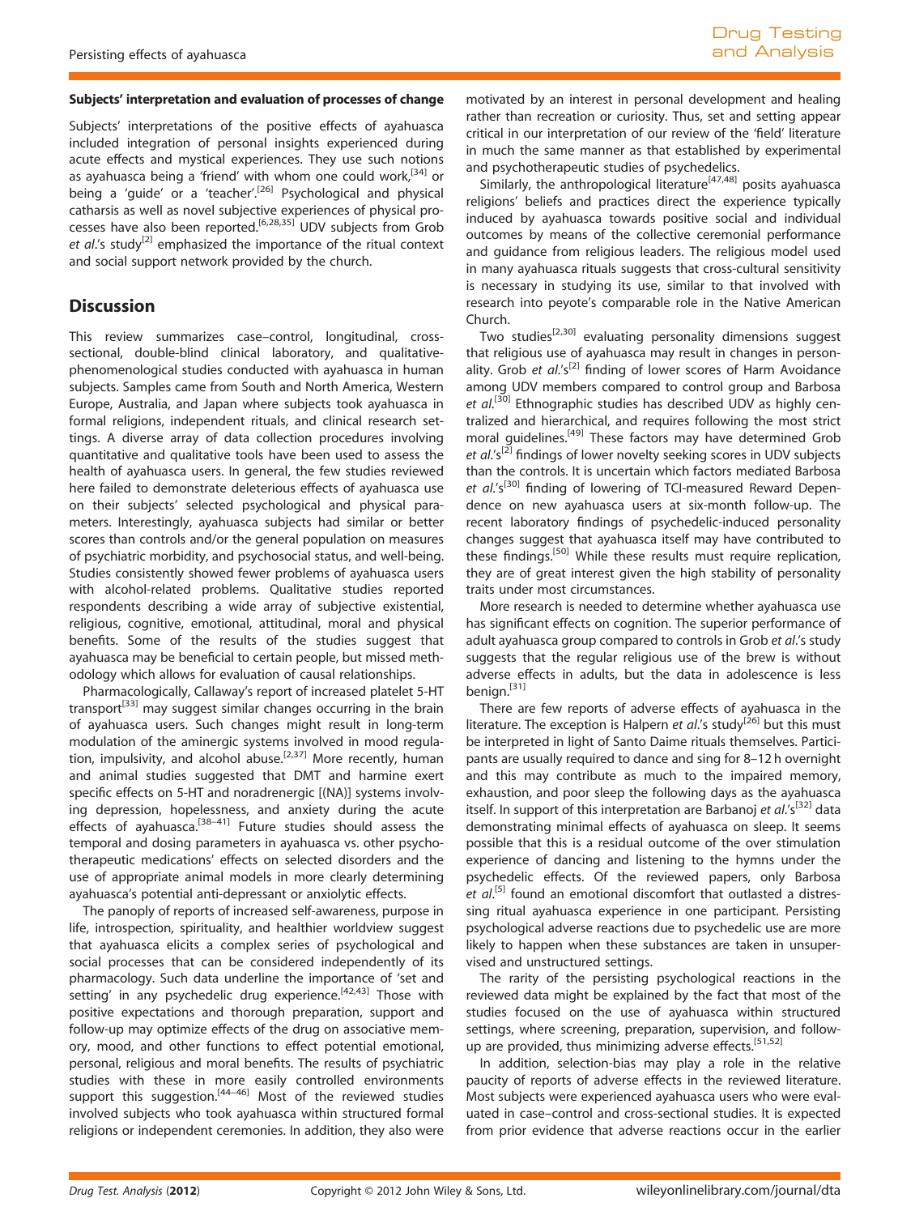#### Subjects' interpretation and evaluation of processes of change

Subjects' interpretations of the positive effects of ayahuasca included integration of personal insights experienced during acute effects and mystical experiences. They use such notions as ayahuasca being a 'friend' with whom one could work,[34] or being a 'guide' or a 'teacher'.[26] Psychological and physical catharsis as well as novel subjective experiences of physical processes have also been reported.[6,28,35] UDV subjects from Grob *et al.*'s study[2] emphasized the importance of the ritual context and social support network provided by the church.

## Discussion

This review summarizes case–control, longitudinal, cross-sectional, double-blind clinical laboratory, and qualitative-phenomenological studies conducted with ayahuasca in human subjects. Samples came from South and North America, Western Europe, Australia, and Japan where subjects took ayahuasca in formal religions, independent rituals, and clinical research settings. A diverse array of data collection procedures involving quantitative and qualitative tools have been used to assess the health of ayahuasca users. In general, the few studies reviewed here failed to demonstrate deleterious effects of ayahuasca use on their subjects' selected psychological and physical parameters. Interestingly, ayahuasca subjects had similar or better scores than controls and/or the general population on measures of psychiatric morbidity, and psychosocial status, and well-being. Studies consistently showed fewer problems of ayahuasca users with alcohol-related problems. Qualitative studies reported respondents describing a wide array of subjective existential, religious, cognitive, emotional, attitudinal, moral and physical benefits. Some of the results of the studies suggest that ayahuasca may be beneficial to certain people, but missed methodology which allows for evaluation of causal relationships.

Pharmacologically, Callaway's report of increased platelet 5-HT transport[33] may suggest similar changes occurring in the brain of ayahuasca users. Such changes might result in long-term modulation of the aminergic systems involved in mood regulation, impulsivity, and alcohol abuse.[2,37] More recently, human and animal studies suggested that DMT and harmine exert specific effects on 5-HT and noradrenergic [(NA)] systems involving depression, hopelessness, and anxiety during the acute effects of ayahuasca.[38–41] Future studies should assess the temporal and dosing parameters in ayahuasca vs. other psychotherapeutic medications' effects on selected disorders and the use of appropriate animal models in more clearly determining ayahuasca's potential anti-depressant or anxiolytic effects.

The panoply of reports of increased self-awareness, purpose in life, introspection, spirituality, and healthier worldview suggest that ayahuasca elicits a complex series of psychological and social processes that can be considered independently of its pharmacology. Such data underline the importance of 'set and setting' in any psychedelic drug experience.[42,43] Those with positive expectations and thorough preparation, support and follow-up may optimize effects of the drug on associative memory, mood, and other functions to effect potential emotional, personal, religious and moral benefits. The results of psychiatric studies with these in more easily controlled environments support this suggestion.[44–46] Most of the reviewed studies involved subjects who took ayahuasca within structured formal religions or independent ceremonies. In addition, they also were motivated by an interest in personal development and healing rather than recreation or curiosity. Thus, set and setting appear critical in our interpretation of our review of the 'field' literature in much the same manner as that established by experimental and psychotherapeutic studies of psychedelics.

Similarly, the anthropological literature[47,48] posits ayahuasca religions' beliefs and practices direct the experience typically induced by ayahuasca towards positive social and individual outcomes by means of the collective ceremonial performance and guidance from religious leaders. The religious model used in many ayahuasca rituals suggests that cross-cultural sensitivity is necessary in studying its use, similar to that involved with research into peyote's comparable role in the Native American Church.

Two studies[2,30] evaluating personality dimensions suggest that religious use of ayahuasca may result in changes in personality. Grob *et al.*'s[2] finding of lower scores of Harm Avoidance among UDV members compared to control group and Barbosa *et al.*[30] Ethnographic studies has described UDV as highly centralized and hierarchical, and requires following the most strict moral guidelines.[49] These factors may have determined Grob *et al.*'s[2] findings of lower novelty seeking scores in UDV subjects than the controls. It is uncertain which factors mediated Barbosa *et al.*'s[30] finding of lowering of TCI-measured Reward Dependence on new ayahuasca users at six-month follow-up. The recent laboratory findings of psychedelic-induced personality changes suggest that ayahuasca itself may have contributed to these findings.[50] While these results must require replication, they are of great interest given the high stability of personality traits under most circumstances.

More research is needed to determine whether ayahuasca use has significant effects on cognition. The superior performance of adult ayahuasca group compared to controls in Grob *et al.*'s study suggests that the regular religious use of the brew is without adverse effects in adults, but the data in adolescence is less benign.[31]

There are few reports of adverse effects of ayahuasca in the literature. The exception is Halpern *et al.*'s study[26] but this must be interpreted in light of Santo Daime rituals themselves. Participants are usually required to dance and sing for 8–12 h overnight and this may contribute as much to the impaired memory, exhaustion, and poor sleep the following days as the ayahuasca itself. In support of this interpretation are Barbanoj *et al.*'s[32] data demonstrating minimal effects of ayahuasca on sleep. It seems possible that this is a residual outcome of the over stimulation experience of dancing and listening to the hymns under the psychedelic effects. Of the reviewed papers, only Barbosa *et al.*[5] found an emotional discomfort that outlasted a distressing ritual ayahuasca experience in one participant. Persisting psychological adverse reactions due to psychedelic use are more likely to happen when these substances are taken in unsupervised and unstructured settings.

The rarity of the persisting psychological reactions in the reviewed data might be explained by the fact that most of the studies focused on the use of ayahuasca within structured settings, where screening, preparation, supervision, and follow-up are provided, thus minimizing adverse effects.[51,52]

In addition, selection-bias may play a role in the relative paucity of reports of adverse effects in the reviewed literature. Most subjects were experienced ayahuasca users who were evaluated in case–control and cross-sectional studies. It is expected from prior evidence that adverse reactions occur in the earlier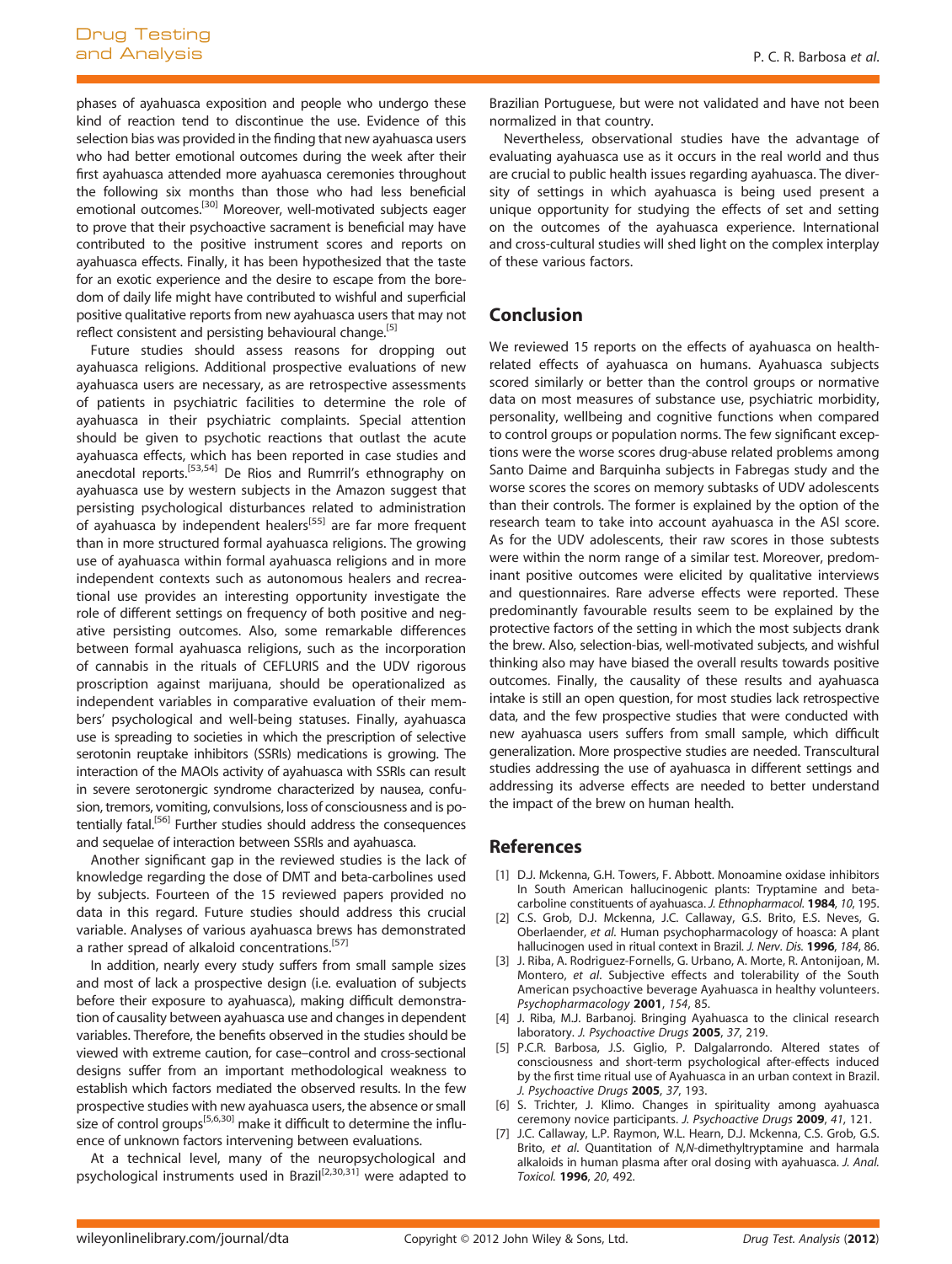phases of ayahuasca exposition and people who undergo these kind of reaction tend to discontinue the use. Evidence of this selection bias was provided in the finding that new ayahuasca users who had better emotional outcomes during the week after their first ayahuasca attended more ayahuasca ceremonies throughout the following six months than those who had less beneficial emotional outcomes.[30] Moreover, well-motivated subjects eager to prove that their psychoactive sacrament is beneficial may have contributed to the positive instrument scores and reports on ayahuasca effects. Finally, it has been hypothesized that the taste for an exotic experience and the desire to escape from the boredom of daily life might have contributed to wishful and superficial positive qualitative reports from new ayahuasca users that may not reflect consistent and persisting behavioural change.[5]

Future studies should assess reasons for dropping out ayahuasca religions. Additional prospective evaluations of new ayahuasca users are necessary, as are retrospective assessments of patients in psychiatric facilities to determine the role of ayahuasca in their psychiatric complaints. Special attention should be given to psychotic reactions that outlast the acute ayahuasca effects, which has been reported in case studies and anecdotal reports.[53,54] De Rios and Rumrril's ethnography on ayahuasca use by western subjects in the Amazon suggest that persisting psychological disturbances related to administration of ayahuasca by independent healers[55] are far more frequent than in more structured formal ayahuasca religions. The growing use of ayahuasca within formal ayahuasca religions and in more independent contexts such as autonomous healers and recreational use provides an interesting opportunity investigate the role of different settings on frequency of both positive and negative persisting outcomes. Also, some remarkable differences between formal ayahuasca religions, such as the incorporation of cannabis in the rituals of CEFLURIS and the UDV rigorous proscription against marijuana, should be operationalized as independent variables in comparative evaluation of their members' psychological and well-being statuses. Finally, ayahuasca use is spreading to societies in which the prescription of selective serotonin reuptake inhibitors (SSRIs) medications is growing. The interaction of the MAOIs activity of ayahuasca with SSRIs can result in severe serotonergic syndrome characterized by nausea, confusion, tremors, vomiting, convulsions, loss of consciousness and is potentially fatal.[56] Further studies should address the consequences and sequelae of interaction between SSRIs and ayahuasca.

Another significant gap in the reviewed studies is the lack of knowledge regarding the dose of DMT and beta-carbolines used by subjects. Fourteen of the 15 reviewed papers provided no data in this regard. Future studies should address this crucial variable. Analyses of various ayahuasca brews has demonstrated a rather spread of alkaloid concentrations.[57]

In addition, nearly every study suffers from small sample sizes and most of lack a prospective design (i.e. evaluation of subjects before their exposure to ayahuasca), making difficult demonstration of causality between ayahuasca use and changes in dependent variables. Therefore, the benefits observed in the studies should be viewed with extreme caution, for case–control and cross-sectional designs suffer from an important methodological weakness to establish which factors mediated the observed results. In the few prospective studies with new ayahuasca users, the absence or small size of control groups[5,6,30] make it difficult to determine the influence of unknown factors intervening between evaluations.

At a technical level, many of the neuropsychological and psychological instruments used in Brazil[2,30,31] were adapted to Brazilian Portuguese, but were not validated and have not been normalized in that country.

Nevertheless, observational studies have the advantage of evaluating ayahuasca use as it occurs in the real world and thus are crucial to public health issues regarding ayahuasca. The diversity of settings in which ayahuasca is being used present a unique opportunity for studying the effects of set and setting on the outcomes of the ayahuasca experience. International and cross-cultural studies will shed light on the complex interplay of these various factors.

## Conclusion

We reviewed 15 reports on the effects of ayahuasca on health-related effects of ayahuasca on humans. Ayahuasca subjects scored similarly or better than the control groups or normative data on most measures of substance use, psychiatric morbidity, personality, wellbeing and cognitive functions when compared to control groups or population norms. The few significant exceptions were the worse scores drug-abuse related problems among Santo Daime and Barquinha subjects in Fabregas study and the worse scores the scores on memory subtasks of UDV adolescents than their controls. The former is explained by the option of the research team to take into account ayahuasca in the ASI score. As for the UDV adolescents, their raw scores in those subtests were within the norm range of a similar test. Moreover, predominant positive outcomes were elicited by qualitative interviews and questionnaires. Rare adverse effects were reported. These predominantly favourable results seem to be explained by the protective factors of the setting in which the most subjects drank the brew. Also, selection-bias, well-motivated subjects, and wishful thinking also may have biased the overall results towards positive outcomes. Finally, the causality of these results and ayahuasca intake is still an open question, for most studies lack retrospective data, and the few prospective studies that were conducted with new ayahuasca users suffers from small sample, which difficult generalization. More prospective studies are needed. Transcultural studies addressing the use of ayahuasca in different settings and addressing its adverse effects are needed to better understand the impact of the brew on human health.

## References

[1] D.J. Mckenna, G.H. Towers, F. Abbott. Monoamine oxidase inhibitors In South American hallucinogenic plants: Tryptamine and beta-carboline constituents of ayahuasca. *J. Ethnopharmacol.* **1984**, *10*, 195.

[2] C.S. Grob, D.J. Mckenna, J.C. Callaway, G.S. Brito, E.S. Neves, G. Oberlaender, *et al*. Human psychopharmacology of hoasca: A plant hallucinogen used in ritual context in Brazil. *J. Nerv. Dis.* **1996**, *184*, 86.

[3] J. Riba, A. Rodriguez-Fornells, G. Urbano, A. Morte, R. Antonijoan, M. Montero, *et al*. Subjective effects and tolerability of the South American psychoactive beverage Ayahuasca in healthy volunteers. *Psychopharmacology* **2001**, *154*, 85.

[4] J. Riba, M.J. Barbanoj. Bringing Ayahuasca to the clinical research laboratory. *J. Psychoactive Drugs* **2005**, *37*, 219.

[5] P.C.R. Barbosa, J.S. Giglio, P. Dalgalarrondo. Altered states of consciousness and short-term psychological after-effects induced by the first time ritual use of Ayahuasca in an urban context in Brazil. *J. Psychoactive Drugs* **2005**, *37*, 193.

[6] S. Trichter, J. Klimo. Changes in spirituality among ayahuasca ceremony novice participants. *J. Psychoactive Drugs* **2009**, *41*, 121.

[7] J.C. Callaway, L.P. Raymon, W.L. Hearn, D.J. Mckenna, C.S. Grob, G.S. Brito, *et al*. Quantitation of *N,N*-dimethyltryptamine and harmala alkaloids in human plasma after oral dosing with ayahuasca. *J. Anal. Toxicol.* **1996**, *20*, 492.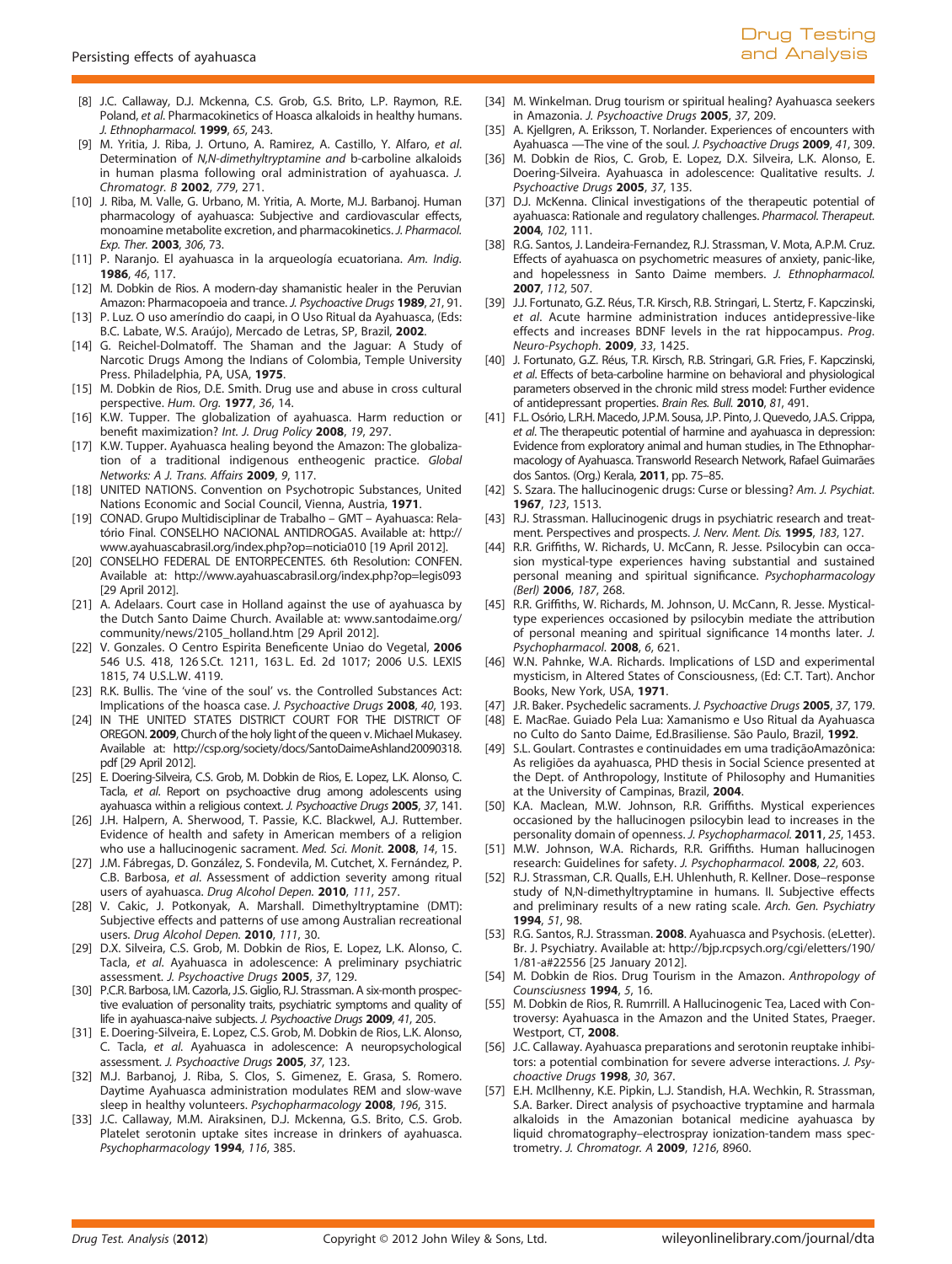[8] J.C. Callaway, D.J. Mckenna, C.S. Grob, G.S. Brito, L.P. Raymon, R.E. Poland, *et al*. Pharmacokinetics of Hoasca alkaloids in healthy humans. *J. Ethnopharmacol.* **1999**, *65*, 243.

[9] M. Yritia, J. Riba, J. Ortuno, A. Ramirez, A. Castillo, Y. Alfaro, *et al*. Determination of *N,N-dimethyltryptamine and* b-carboline alkaloids in human plasma following oral administration of ayahuasca. *J. Chromatogr. B* **2002**, *779*, 271.

[10] J. Riba, M. Valle, G. Urbano, M. Yritia, A. Morte, M.J. Barbanoj. Human pharmacology of ayahuasca: Subjective and cardiovascular effects, monoamine metabolite excretion, and pharmacokinetics. *J. Pharmacol. Exp. Ther.* **2003**, *306*, 73.

[11] P. Naranjo. El ayahuasca in la arqueología ecuatoriana. *Am. Indig.* **1986**, *46*, 117.

[12] M. Dobkin de Rios. A modern-day shamanistic healer in the Peruvian Amazon: Pharmacopoeia and trance. *J. Psychoactive Drugs* **1989**, *21*, 91.

[13] P. Luz. O uso ameríndio do caapi, in O Uso Ritual da Ayahuasca, (Eds: B.C. Labate, W.S. Araújo), Mercado de Letras, SP, Brazil, **2002**.

[14] G. Reichel-Dolmatoff. The Shaman and the Jaguar: A Study of Narcotic Drugs Among the Indians of Colombia, Temple University Press. Philadelphia, PA, USA, **1975**.

[15] M. Dobkin de Rios, D.E. Smith. Drug use and abuse in cross cultural perspective. *Hum. Org.* **1977**, *36*, 14.

[16] K.W. Tupper. The globalization of ayahuasca. Harm reduction or benefit maximization? *Int. J. Drug Policy* **2008**, *19*, 297.

[17] K.W. Tupper. Ayahuasca healing beyond the Amazon: The globalization of a traditional indigenous entheogenic practice. *Global Networks: A J. Trans. Affairs* **2009**, *9*, 117.

[18] UNITED NATIONS. Convention on Psychotropic Substances, United Nations Economic and Social Council, Vienna, Austria, **1971**.

[19] CONAD. Grupo Multidisciplinar de Trabalho – GMT – Ayahuasca: Relatório Final. CONSELHO NACIONAL ANTIDROGAS. Available at: http://www.ayahuascabrasil.org/index.php?op=noticia010 [19 April 2012].

[20] CONSELHO FEDERAL DE ENTORPECENTES. 6th Resolution: CONFEN. Available at: http://www.ayahuascabrasil.org/index.php?op=legis093 [29 April 2012].

[21] A. Adelaars. Court case in Holland against the use of ayahuasca by the Dutch Santo Daime Church. Available at: www.santodaime.org/community/news/2105_holland.htm [29 April 2012].

[22] V. Gonzales. O Centro Espirita Beneficente Uniao do Vegetal, **2006** 546 U.S. 418, 126 S.Ct. 1211, 163 L. Ed. 2d 1017; 2006 U.S. LEXIS 1815, 74 U.S.L.W. 4119.

[23] R.K. Bullis. The 'vine of the soul' vs. the Controlled Substances Act: Implications of the hoasca case. *J. Psychoactive Drugs* **2008**, *40*, 193.

[24] IN THE UNITED STATES DISTRICT COURT FOR THE DISTRICT OF OREGON. **2009**, Church of the holy light of the queen v. Michael Mukasey. Available at: http://csp.org/society/docs/SantoDaimeAshland20090318.pdf [29 April 2012].

[25] E. Doering-Silveira, C.S. Grob, M. Dobkin de Rios, E. Lopez, L.K. Alonso, C. Tacla, *et al*. Report on psychoactive drug among adolescents using ayahuasca within a religious context. *J. Psychoactive Drugs* **2005**, *37*, 141.

[26] J.H. Halpern, A. Sherwood, T. Passie, K.C. Blackwel, A.J. Ruttember. Evidence of health and safety in American members of a religion who use a hallucinogenic sacrament. *Med. Sci. Monit.* **2008**, *14*, 15.

[27] J.M. Fábregas, D. González, S. Fondevila, M. Cutchet, X. Fernández, P. C.B. Barbosa, *et al*. Assessment of addiction severity among ritual users of ayahuasca. *Drug Alcohol Depen.* **2010**, *111*, 257.

[28] V. Cakic, J. Potkonyak, A. Marshall. Dimethyltryptamine (DMT): Subjective effects and patterns of use among Australian recreational users. *Drug Alcohol Depen.* **2010**, *111*, 30.

[29] D.X. Silveira, C.S. Grob, M. Dobkin de Rios, E. Lopez, L.K. Alonso, C. Tacla, *et al*. Ayahuasca in adolescence: A preliminary psychiatric assessment. *J. Psychoactive Drugs* **2005**, *37*, 129.

[30] P.C.R. Barbosa, I.M. Cazorla, J.S. Giglio, R.J. Strassman. A six-month prospective evaluation of personality traits, psychiatric symptoms and quality of life in ayahuasca-naive subjects. *J. Psychoactive Drugs* **2009**, *41*, 205.

[31] E. Doering-Silveira, E. Lopez, C.S. Grob, M. Dobkin de Rios, L.K. Alonso, C. Tacla, *et al*. Ayahuasca in adolescence: A neuropsychological assessment. *J. Psychoactive Drugs* **2005**, *37*, 123.

[32] M.J. Barbanoj, J. Riba, S. Clos, S. Gimenez, E. Grasa, S. Romero. Daytime Ayahuasca administration modulates REM and slow-wave sleep in healthy volunteers. *Psychopharmacology* **2008**, *196*, 315.

[33] J.C. Callaway, M.M. Airaksinen, D.J. Mckenna, G.S. Brito, C.S. Grob. Platelet serotonin uptake sites increase in drinkers of ayahuasca. *Psychopharmacology* **1994**, *116*, 385.

[34] M. Winkelman. Drug tourism or spiritual healing? Ayahuasca seekers in Amazonia. *J. Psychoactive Drugs* **2005**, *37*, 209.

[35] A. Kjellgren, A. Eriksson, T. Norlander. Experiences of encounters with Ayahuasca —The vine of the soul. *J. Psychoactive Drugs* **2009**, *41*, 309.

[36] M. Dobkin de Rios, C. Grob, E. Lopez, D.X. Silveira, L.K. Alonso, E. Doering-Silveira. Ayahuasca in adolescence: Qualitative results. *J. Psychoactive Drugs* **2005**, *37*, 135.

[37] D.J. McKenna. Clinical investigations of the therapeutic potential of ayahuasca: Rationale and regulatory challenges. *Pharmacol. Therapeut.* **2004**, *102*, 111.

[38] R.G. Santos, J. Landeira-Fernandez, R.J. Strassman, V. Mota, A.P.M. Cruz. Effects of ayahuasca on psychometric measures of anxiety, panic-like, and hopelessness in Santo Daime members. *J. Ethnopharmacol.* **2007**, *112*, 507.

[39] J.J. Fortunato, G.Z. Réus, T.R. Kirsch, R.B. Stringari, L. Stertz, F. Kapczinski, *et al*. Acute harmine administration induces antidepressive-like effects and increases BDNF levels in the rat hippocampus. *Prog. Neuro-Psychoph.* **2009**, *33*, 1425.

[40] J. Fortunato, G.Z. Réus, T.R. Kirsch, R.B. Stringari, G.R. Fries, F. Kapczinski, *et al*. Effects of beta-carboline harmine on behavioral and physiological parameters observed in the chronic mild stress model: Further evidence of antidepressant properties. *Brain Res. Bull.* **2010**, *81*, 491.

[41] F.L. Osório, L.R.H. Macedo, J.P.M. Sousa, J.P. Pinto, J. Quevedo, J.A.S. Crippa, *et al*. The therapeutic potential of harmine and ayahuasca in depression: Evidence from exploratory animal and human studies, in The Ethnopharmacology of Ayahuasca. Transworld Research Network, Rafael Guimarães dos Santos. (Org.) Kerala, **2011**, pp. 75–85.

[42] S. Szara. The hallucinogenic drugs: Curse or blessing? *Am. J. Psychiat.* **1967**, *123*, 1513.

[43] R.J. Strassman. Hallucinogenic drugs in psychiatric research and treatment. Perspectives and prospects. *J. Nerv. Ment. Dis.* **1995**, *183*, 127.

[44] R.R. Griffiths, W. Richards, U. McCann, R. Jesse. Psilocybin can occasion mystical-type experiences having substantial and sustained personal meaning and spiritual significance. *Psychopharmacology (Berl)* **2006**, *187*, 268.

[45] R.R. Griffiths, W. Richards, M. Johnson, U. McCann, R. Jesse. Mystical-type experiences occasioned by psilocybin mediate the attribution of personal meaning and spiritual significance 14 months later. *J. Psychopharmacol.* **2008**, *6*, 621.

[46] W.N. Pahnke, W.A. Richards. Implications of LSD and experimental mysticism, in Altered States of Consciousness, (Ed: C.T. Tart). Anchor Books, New York, USA, **1971**.

[47] J.R. Baker. Psychedelic sacraments. *J. Psychoactive Drugs* **2005**, *37*, 179.

[48] E. MacRae. Guiado Pela Lua: Xamanismo e Uso Ritual da Ayahuasca no Culto do Santo Daime, Ed.Brasiliense. São Paulo, Brazil, **1992**.

[49] S.L. Goulart. Contrastes e continuidades em uma tradiçãoAmazônica: As religiões da ayahuasca, PHD thesis in Social Science presented at the Dept. of Anthropology, Institute of Philosophy and Humanities at the University of Campinas, Brazil, **2004**.

[50] K.A. Maclean, M.W. Johnson, R.R. Griffiths. Mystical experiences occasioned by the hallucinogen psilocybin lead to increases in the personality domain of openness. *J. Psychopharmacol.* **2011**, *25*, 1453.

[51] M.W. Johnson, W.A. Richards, R.R. Griffiths. Human hallucinogen research: Guidelines for safety. *J. Psychopharmacol.* **2008**, *22*, 603.

[52] R.J. Strassman, C.R. Qualls, E.H. Uhlenhuth, R. Kellner. Dose–response study of N,N-dimethyltryptamine in humans. II. Subjective effects and preliminary results of a new rating scale. *Arch. Gen. Psychiatry* **1994**, *51*, 98.

[53] R.G. Santos, R.J. Strassman. **2008**. Ayahuasca and Psychosis. (eLetter). Br. J. Psychiatry. Available at: http://bjp.rcpsych.org/cgi/eletters/190/1/81-a#22556 [25 January 2012].

[54] M. Dobkin de Rios. Drug Tourism in the Amazon. *Anthropology of Counsciusness* **1994**, *5*, 16.

[55] M. Dobkin de Rios, R. Rumrrill. A Hallucinogenic Tea, Laced with Controversy: Ayahuasca in the Amazon and the United States, Praeger. Westport, CT, **2008**.

[56] J.C. Callaway. Ayahuasca preparations and serotonin reuptake inhibitors: a potential combination for severe adverse interactions. *J. Psychoactive Drugs* **1998**, *30*, 367.

[57] E.H. McIlhenny, K.E. Pipkin, L.J. Standish, H.A. Wechkin, R. Strassman, S.A. Barker. Direct analysis of psychoactive tryptamine and harmala alkaloids in the Amazonian botanical medicine ayahuasca by liquid chromatography–electrospray ionization-tandem mass spectrometry. *J. Chromatogr. A* **2009**, *1216*, 8960.